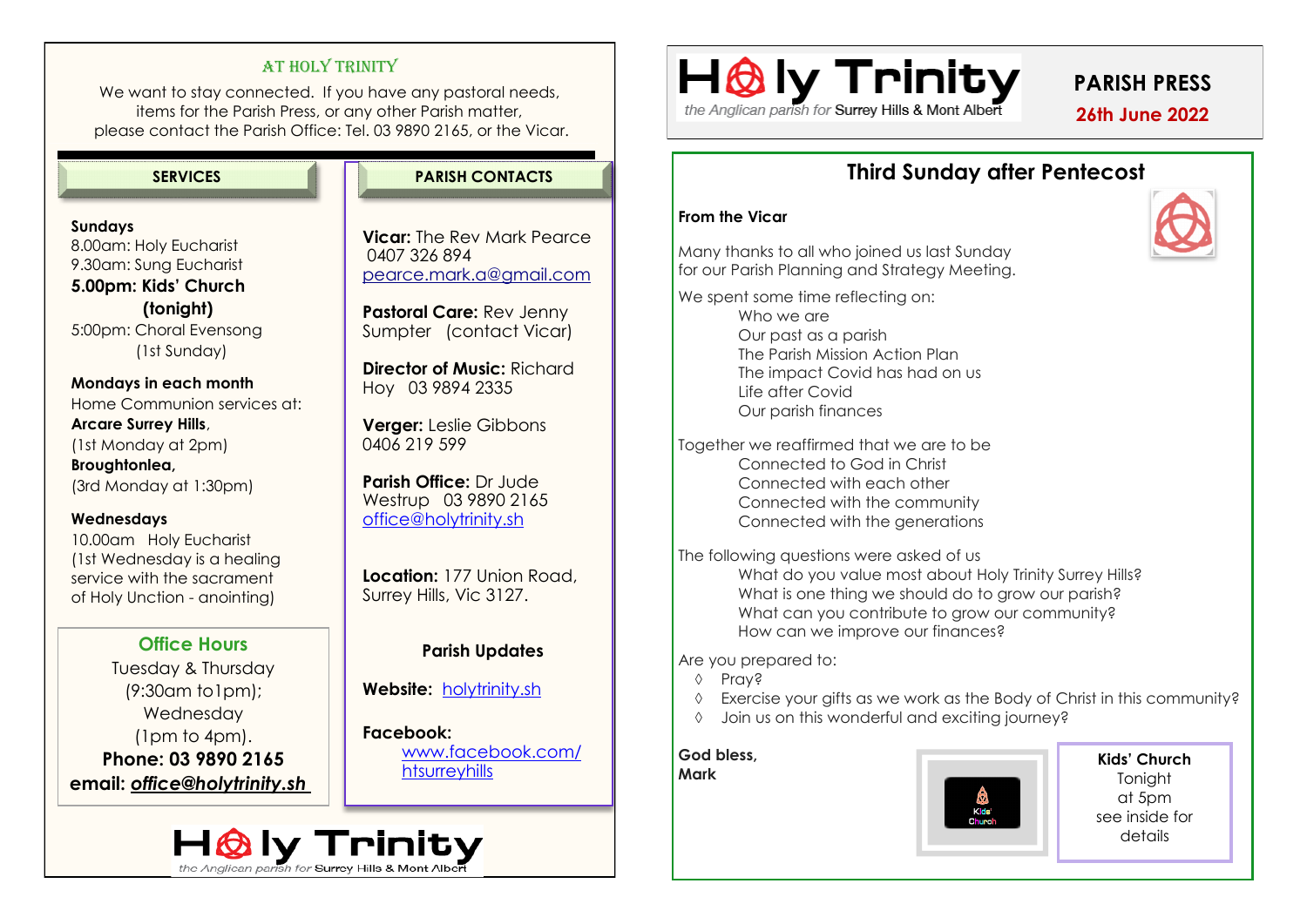AT HOLY TRINITY

We want to stay connected. If you have any pastoral needs, items for the Parish Press, or any other Parish matter, please contact the Parish Office: Tel. 03 9890 2165, or the Vicar.

## SERVICES

**Sundays**
8.00am: Holy Eucharist
9.30am: Sung Eucharist
**5.00pm: Kids' Church (tonight)**
5:00pm: Choral Evensong (1st Sunday)

**Mondays in each month**
Home Communion services at:
**Arcare Surrey Hills**, (1st Monday at 2pm)
**Broughtonlea,** (3rd Monday at 1:30pm)

**Wednesdays**
10.00am Holy Eucharist
(1st Wednesday is a healing service with the sacrament of Holy Unction - anointing)

### Office Hours

Tuesday & Thursday
(9:30am to1pm);
Wednesday
(1pm to 4pm).
**Phone: 03 9890 2165**
**email: *office@holytrinity.sh***

## PARISH CONTACTS

**Vicar:** The Rev Mark Pearce
0407 326 894
pearce.mark.a@gmail.com

**Pastoral Care:** Rev Jenny Sumpter (contact Vicar)

**Director of Music:** Richard Hoy 03 9894 2335

**Verger:** Leslie Gibbons
0406 219 599

**Parish Office:** Dr Jude Westrup 03 9890 2165
office@holytrinity.sh

**Location:** 177 Union Road, Surrey Hills, Vic 3127.

**Parish Updates**

**Website:** holytrinity.sh

**Facebook:**
www.facebook.com/htsurreyhills

Holy Trinity
the Anglican parish for Surrey Hills & Mont Albert

# Holy Trinity

the Anglican parish for Surrey Hills & Mont Albert

**PARISH PRESS**
**26th June 2022**

## Third Sunday after Pentecost

**From the Vicar**

Many thanks to all who joined us last Sunday for our Parish Planning and Strategy Meeting.

We spent some time reflecting on:
- Who we are
- Our past as a parish
- The Parish Mission Action Plan
- The impact Covid has had on us
- Life after Covid
- Our parish finances

Together we reaffirmed that we are to be
- Connected to God in Christ
- Connected with each other
- Connected with the community
- Connected with the generations

The following questions were asked of us
- What do you value most about Holy Trinity Surrey Hills?
- What is one thing we should do to grow our parish?
- What can you contribute to grow our community?
- How can we improve our finances?

Are you prepared to:
- Pray?
- Exercise your gifts as we work as the Body of Christ in this community?
- Join us on this wonderful and exciting journey?

**God bless,**
**Mark**

**Kids' Church**
Tonight
at 5pm
see inside for details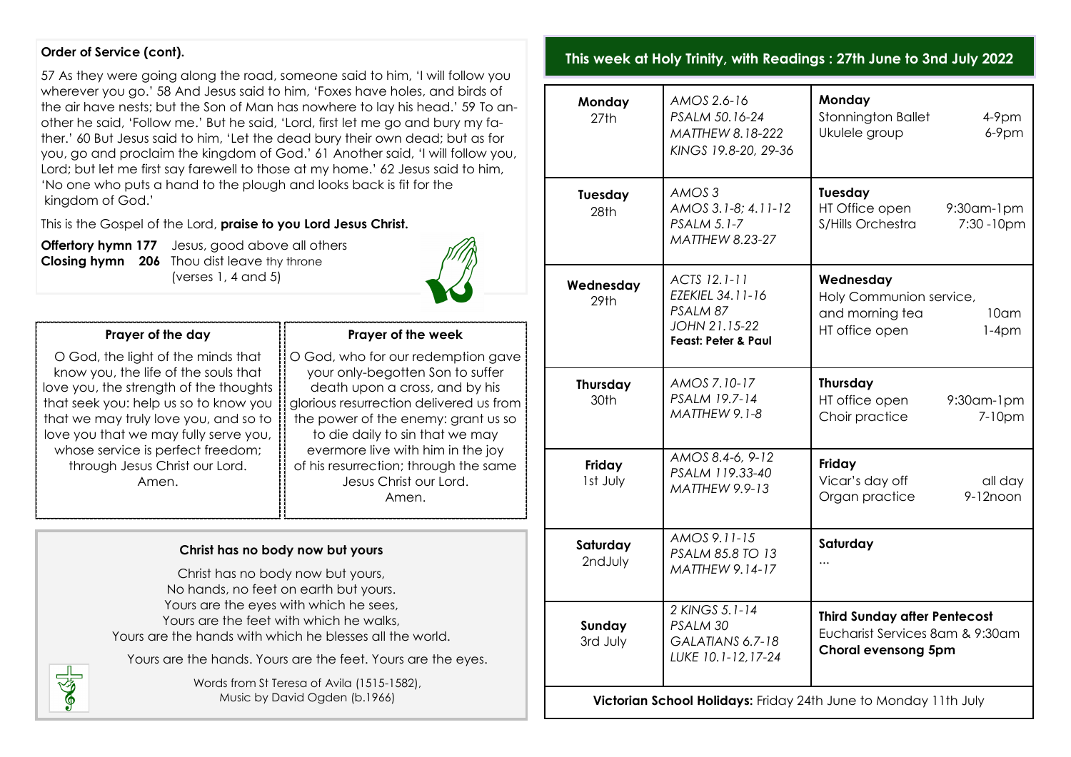**Order of Service (cont).**

57 As they were going along the road, someone said to him, 'I will follow you wherever you go.' 58 And Jesus said to him, 'Foxes have holes, and birds of the air have nests; but the Son of Man has nowhere to lay his head.' 59 To another he said, 'Follow me.' But he said, 'Lord, first let me go and bury my father.' 60 But Jesus said to him, 'Let the dead bury their own dead; but as for you, go and proclaim the kingdom of God.' 61 Another said, 'I will follow you, Lord; but let me first say farewell to those at my home.' 62 Jesus said to him, 'No one who puts a hand to the plough and looks back is fit for the kingdom of God.'

This is the Gospel of the Lord, **praise to you Lord Jesus Christ.**

**Offertory hymn 177** Jesus, good above all others
**Closing hymn 206** Thou dist leave thy throne (verses 1, 4 and 5)

### Prayer of the day

O God, the light of the minds that know you, the life of the souls that love you, the strength of the thoughts that seek you: help us so to know you that we may truly love you, and so to love you that we may fully serve you, whose service is perfect freedom; through Jesus Christ our Lord.
Amen.

### Prayer of the week

O God, who for our redemption gave your only-begotten Son to suffer death upon a cross, and by his glorious resurrection delivered us from the power of the enemy: grant us so to die daily to sin that we may evermore live with him in the joy of his resurrection; through the same Jesus Christ our Lord.
Amen.

### Christ has no body now but yours

Christ has no body now but yours,
No hands, no feet on earth but yours.
Yours are the eyes with which he sees,
Yours are the feet with which he walks,
Yours are the hands with which he blesses all the world.

Yours are the hands. Yours are the feet. Yours are the eyes.

Words from St Teresa of Avila (1515-1582),
Music by David Ogden (b.1966)

## This week at Holy Trinity, with Readings : 27th June to 3nd July 2022

| Day | Readings | Activities |
|---|---|---|
| **Monday** 27th | *AMOS 2.6-16*<br>*PSALM 50.16-24*<br>*MATTHEW 8.18-222*<br>*KINGS 19.8-20, 29-36* | **Monday**<br>Stonnington Ballet 4-9pm<br>Ukulele group 6-9pm |
| **Tuesday** 28th | *AMOS 3*<br>*AMOS 3.1-8; 4.11-12*<br>*PSALM 5.1-7*<br>*MATTHEW 8.23-27* | **Tuesday**<br>HT Office open 9:30am-1pm<br>S/Hills Orchestra 7:30 -10pm |
| **Wednesday** 29th | *ACTS 12.1-11*<br>*EZEKIEL 34.11-16*<br>*PSALM 87*<br>*JOHN 21.15-22*<br>**Feast: Peter & Paul** | **Wednesday**<br>Holy Communion service, and morning tea 10am<br>HT office open 1-4pm |
| **Thursday** 30th | *AMOS 7.10-17*<br>*PSALM 19.7-14*<br>*MATTHEW 9.1-8* | **Thursday**<br>HT office open 9:30am-1pm<br>Choir practice 7-10pm |
| **Friday** 1st July | *AMOS 8.4-6, 9-12*<br>*PSALM 119.33-40*<br>*MATTHEW 9.9-13* | **Friday**<br>Vicar's day off all day<br>Organ practice 9-12noon |
| **Saturday** 2ndJuly | *AMOS 9.11-15*<br>*PSALM 85.8 TO 13*<br>*MATTHEW 9.14-17* | **Saturday**<br>... |
| **Sunday** 3rd July | *2 KINGS 5.1-14*<br>*PSALM 30*<br>*GALATIANS 6.7-18*<br>*LUKE 10.1-12,17-24* | **Third Sunday after Pentecost**<br>Eucharist Services 8am & 9:30am<br>**Choral evensong 5pm** |

**Victorian School Holidays:** Friday 24th June to Monday 11th July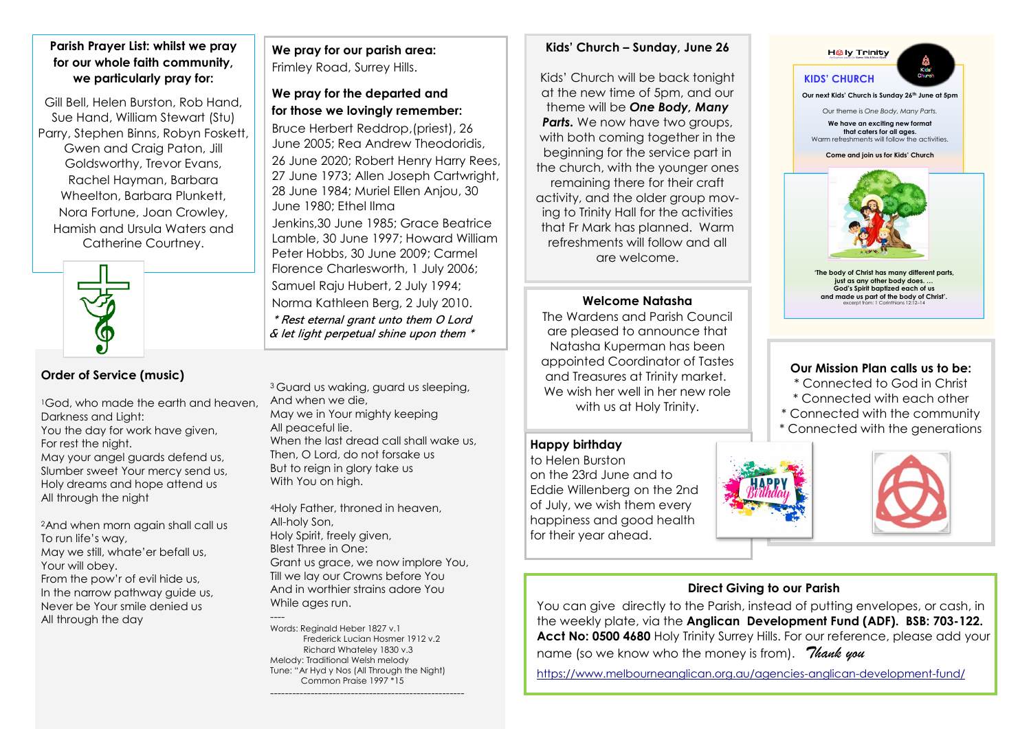## Parish Prayer List: whilst we pray for our whole faith community, we particularly pray for:

Gill Bell, Helen Burston, Rob Hand, Sue Hand, William Stewart (Stu) Parry, Stephen Binns, Robyn Foskett, Gwen and Craig Paton, Jill Goldsworthy, Trevor Evans, Rachel Hayman, Barbara Wheelton, Barbara Plunkett, Nora Fortune, Joan Crowley, Hamish and Ursula Waters and Catherine Courtney.

**We pray for our parish area:**
Frimley Road, Surrey Hills.

**We pray for the departed and for those we lovingly remember:**
Bruce Herbert Reddrop,(priest), 26 June 2005; Rea Andrew Theodoridis, 26 June 2020; Robert Henry Harry Rees, 27 June 1973; Allen Joseph Cartwright, 28 June 1984; Muriel Ellen Anjou, 30 June 1980; Ethel Ilma Jenkins,30 June 1985; Grace Beatrice Lamble, 30 June 1997; Howard William Peter Hobbs, 30 June 2009; Carmel Florence Charlesworth, 1 July 2006; Samuel Raju Hubert, 2 July 1994; Norma Kathleen Berg, 2 July 2010.

*\* Rest eternal grant unto them O Lord & let light perpetual shine upon them \**

## Order of Service (music)

[1]God, who made the earth and heaven,
Darkness and Light:
You the day for work have given,
For rest the night.
May your angel guards defend us,
Slumber sweet Your mercy send us,
Holy dreams and hope attend us
All through the night

[2]And when morn again shall call us
To run life's way,
May we still, whate'er befall us,
Your will obey.
From the pow'r of evil hide us,
In the narrow pathway guide us,
Never be Your smile denied us
All through the day

[3]Guard us waking, guard us sleeping,
And when we die,
May we in Your mighty keeping
All peaceful lie.
When the last dread call shall wake us,
Then, O Lord, do not forsake us
But to reign in glory take us
With You on high.

[4]Holy Father, throned in heaven,
All-holy Son,
Holy Spirit, freely given,
Blest Three in One:
Grant us grace, we now implore You,
Till we lay our Crowns before You
And in worthier strains adore You
While ages run.

----
Words: Reginald Heber 1827 v.1
Frederick Lucian Hosmer 1912 v.2
Richard Whateley 1830 v.3
Melody: Traditional Welsh melody
Tune: "Ar Hyd y Nos (All Through the Night)
Common Praise 1997 *15

## Kids' Church – Sunday, June 26

Kids' Church will be back tonight at the new time of 5pm, and our theme will be ***One Body, Many Parts.*** We now have two groups, with both coming together in the beginning for the service part in the church, with the younger ones remaining there for their craft activity, and the older group moving to Trinity Hall for the activities that Fr Mark has planned. Warm refreshments will follow and all are welcome.

Holy Trinity

**KIDS' CHURCH**

**Our next Kids' Church is Sunday 26th June at 5pm**

Our theme is *One Body, Many Parts.*

**We have an exciting new format that caters for all ages.**
Warm refreshments will follow the activities.

**Come and join us for Kids' Church**

**'The body of Christ has many different parts, just as any other body does. ... God's Spirit baptized each of us and made us part of the body of Christ'.**
excerpt from: 1 Corinthians 12:12–14

## Welcome Natasha

The Wardens and Parish Council are pleased to announce that Natasha Kuperman has been appointed Coordinator of Tastes and Treasures at Trinity market. We wish her well in her new role with us at Holy Trinity.

## Our Mission Plan calls us to be:

* Connected to God in Christ
* Connected with each other
* Connected with the community
* Connected with the generations

## Happy birthday

to Helen Burston on the 23rd June and to Eddie Willenberg on the 2nd of July, we wish them every happiness and good health for their year ahead.

## Direct Giving to our Parish

You can give directly to the Parish, instead of putting envelopes, or cash, in the weekly plate, via the **Anglican Development Fund (ADF). BSB: 703-122. Acct No: 0500 4680** Holy Trinity Surrey Hills. For our reference, please add your name (so we know who the money is from). *Thank you*

https://www.melbourneanglican.org.au/agencies-anglican-development-fund/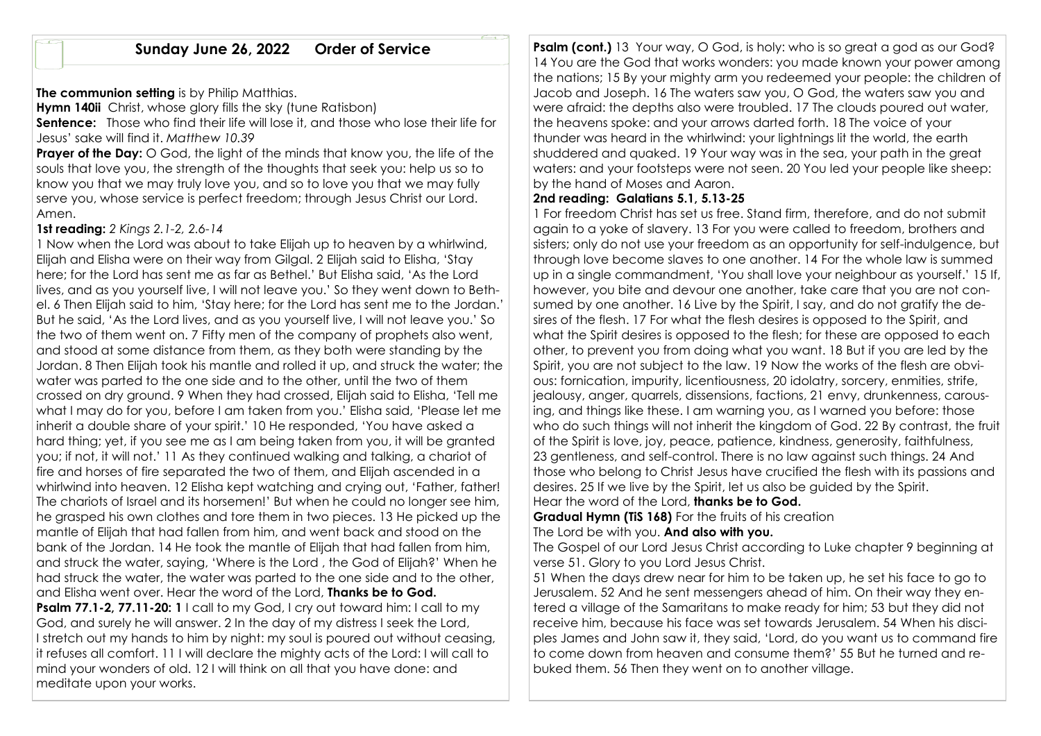## Sunday June 26, 2022 Order of Service

**The communion setting** is by Philip Matthias.

**Hymn 140ii** Christ, whose glory fills the sky (tune Ratisbon)

**Sentence:** Those who find their life will lose it, and those who lose their life for Jesus' sake will find it. *Matthew 10.39*

**Prayer of the Day:** O God, the light of the minds that know you, the life of the souls that love you, the strength of the thoughts that seek you: help us so to know you that we may truly love you, and so to love you that we may fully serve you, whose service is perfect freedom; through Jesus Christ our Lord. Amen.

**1st reading:** *2 Kings 2.1-2, 2.6-14*

1 Now when the Lord was about to take Elijah up to heaven by a whirlwind, Elijah and Elisha were on their way from Gilgal. 2 Elijah said to Elisha, 'Stay here; for the Lord has sent me as far as Bethel.' But Elisha said, 'As the Lord lives, and as you yourself live, I will not leave you.' So they went down to Bethel. 6 Then Elijah said to him, 'Stay here; for the Lord has sent me to the Jordan.' But he said, 'As the Lord lives, and as you yourself live, I will not leave you.' So the two of them went on. 7 Fifty men of the company of prophets also went, and stood at some distance from them, as they both were standing by the Jordan. 8 Then Elijah took his mantle and rolled it up, and struck the water; the water was parted to the one side and to the other, until the two of them crossed on dry ground. 9 When they had crossed, Elijah said to Elisha, 'Tell me what I may do for you, before I am taken from you.' Elisha said, 'Please let me inherit a double share of your spirit.' 10 He responded, 'You have asked a hard thing; yet, if you see me as I am being taken from you, it will be granted you; if not, it will not.' 11 As they continued walking and talking, a chariot of fire and horses of fire separated the two of them, and Elijah ascended in a whirlwind into heaven. 12 Elisha kept watching and crying out, 'Father, father! The chariots of Israel and its horsemen!' But when he could no longer see him, he grasped his own clothes and tore them in two pieces. 13 He picked up the mantle of Elijah that had fallen from him, and went back and stood on the bank of the Jordan. 14 He took the mantle of Elijah that had fallen from him, and struck the water, saying, 'Where is the Lord , the God of Elijah?' When he had struck the water, the water was parted to the one side and to the other, and Elisha went over. Hear the word of the Lord, **Thanks be to God.**

**Psalm 77.1-2, 77.11-20: 1** I call to my God, I cry out toward him: I call to my God, and surely he will answer. 2 In the day of my distress I seek the Lord, I stretch out my hands to him by night: my soul is poured out without ceasing, it refuses all comfort. 11 I will declare the mighty acts of the Lord: I will call to mind your wonders of old. 12 I will think on all that you have done: and meditate upon your works.

**Psalm (cont.)** 13 Your way, O God, is holy: who is so great a god as our God? 14 You are the God that works wonders: you made known your power among the nations; 15 By your mighty arm you redeemed your people: the children of Jacob and Joseph. 16 The waters saw you, O God, the waters saw you and were afraid: the depths also were troubled. 17 The clouds poured out water, the heavens spoke: and your arrows darted forth. 18 The voice of your thunder was heard in the whirlwind: your lightnings lit the world, the earth shuddered and quaked. 19 Your way was in the sea, your path in the great waters: and your footsteps were not seen. 20 You led your people like sheep: by the hand of Moses and Aaron.

**2nd reading: Galatians 5.1, 5.13-25**

1 For freedom Christ has set us free. Stand firm, therefore, and do not submit again to a yoke of slavery. 13 For you were called to freedom, brothers and sisters; only do not use your freedom as an opportunity for self-indulgence, but through love become slaves to one another. 14 For the whole law is summed up in a single commandment, 'You shall love your neighbour as yourself.' 15 If, however, you bite and devour one another, take care that you are not consumed by one another. 16 Live by the Spirit, I say, and do not gratify the desires of the flesh. 17 For what the flesh desires is opposed to the Spirit, and what the Spirit desires is opposed to the flesh; for these are opposed to each other, to prevent you from doing what you want. 18 But if you are led by the Spirit, you are not subject to the law. 19 Now the works of the flesh are obvious: fornication, impurity, licentiousness, 20 idolatry, sorcery, enmities, strife, jealousy, anger, quarrels, dissensions, factions, 21 envy, drunkenness, carousing, and things like these. I am warning you, as I warned you before: those who do such things will not inherit the kingdom of God. 22 By contrast, the fruit of the Spirit is love, joy, peace, patience, kindness, generosity, faithfulness, 23 gentleness, and self-control. There is no law against such things. 24 And those who belong to Christ Jesus have crucified the flesh with its passions and desires. 25 If we live by the Spirit, let us also be guided by the Spirit.

Hear the word of the Lord, **thanks be to God.**

**Gradual Hymn (TiS 168)** For the fruits of his creation

The Lord be with you. **And also with you.**

The Gospel of our Lord Jesus Christ according to Luke chapter 9 beginning at verse 51. Glory to you Lord Jesus Christ.

51 When the days drew near for him to be taken up, he set his face to go to Jerusalem. 52 And he sent messengers ahead of him. On their way they entered a village of the Samaritans to make ready for him; 53 but they did not receive him, because his face was set towards Jerusalem. 54 When his disciples James and John saw it, they said, 'Lord, do you want us to command fire to come down from heaven and consume them?' 55 But he turned and rebuked them. 56 Then they went on to another village.